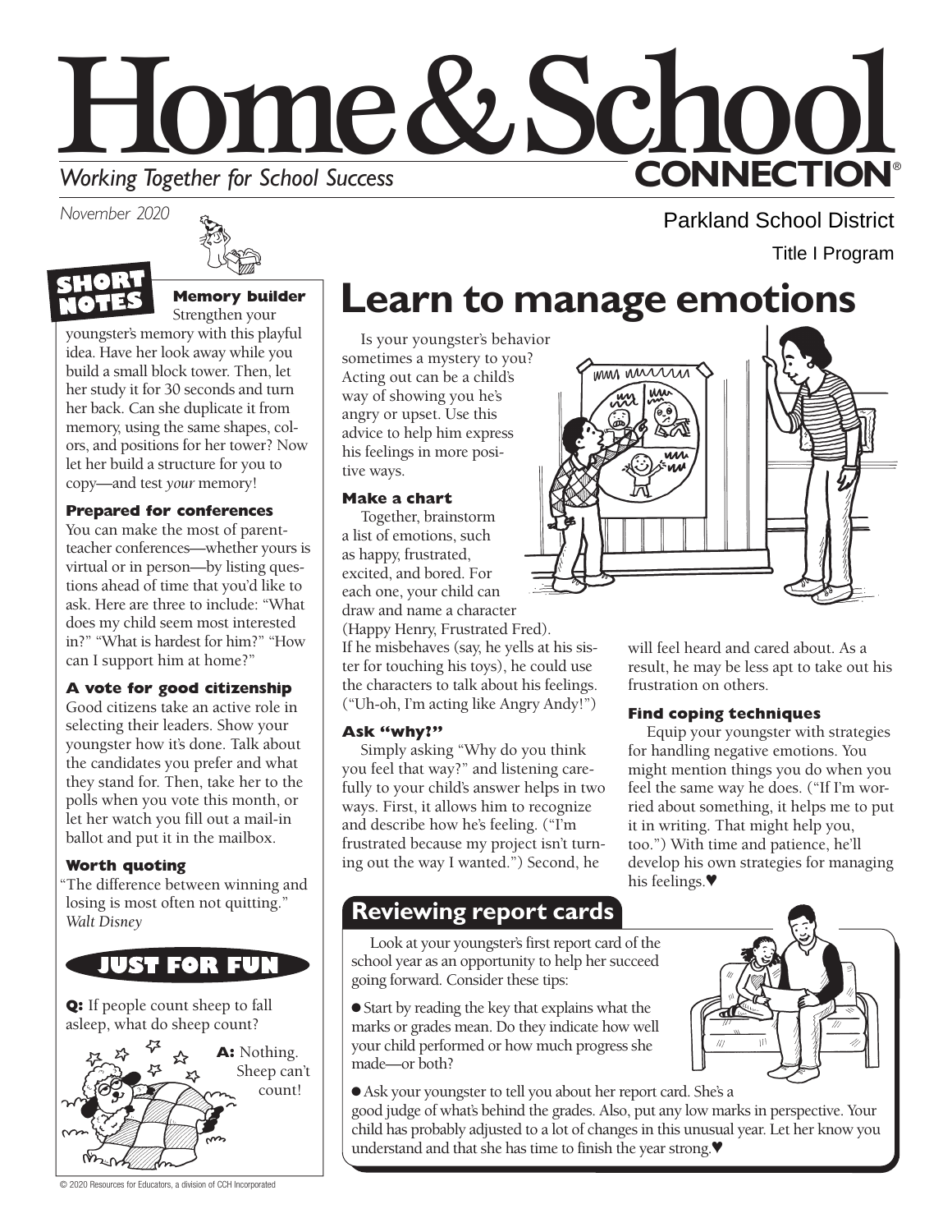# Home & School CONNECTION®

*Working Together for School Success*

*November 2020*

Parkland School District

Title I Program

## SHORT NOTES

**Memory builder**

Strengthen your youngster's memory with this playful idea. Have her look away while you build a small block tower. Then, let her study it for 30 seconds and turn her back. Can she duplicate it from memory, using the same shapes, colors, and positions for her tower? Now let her build a structure for you to copy—and test *your* memory!

**Prepared for conferences**

You can make the most of parent-teacher conferences—whether yours is virtual or in person—by listing questions ahead of time that you'd like to ask. Here are three to include: "What does my child seem most interested in?" "What is hardest for him?" "How can I support him at home?"

**A vote for good citizenship**

Good citizens take an active role in selecting their leaders. Show your youngster how it's done. Talk about the candidates you prefer and what they stand for. Then, take her to the polls when you vote this month, or let her watch you fill out a mail-in ballot and put it in the mailbox.

**Worth quoting**

"The difference between winning and losing is most often not quitting." *Walt Disney*

## JUST FOR FUN

**Q:** If people count sheep to fall asleep, what do sheep count?

**A:** Nothing. Sheep can't count!

# Learn to manage emotions

Is your youngster's behavior sometimes a mystery to you? Acting out can be a child's way of showing you he's angry or upset. Use this advice to help him express his feelings in more positive ways.

**Make a chart**

Together, brainstorm a list of emotions, such as happy, frustrated, excited, and bored. For each one, your child can draw and name a character (Happy Henry, Frustrated Fred). If he misbehaves (say, he yells at his sister for touching his toys), he could use the characters to talk about his feelings. ("Uh-oh, I'm acting like Angry Andy!")

**Ask "why?"**

Simply asking "Why do you think you feel that way?" and listening carefully to your child's answer helps in two ways. First, it allows him to recognize and describe how he's feeling. ("I'm frustrated because my project isn't turning out the way I wanted.") Second, he will feel heard and cared about. As a result, he may be less apt to take out his frustration on others.

**Find coping techniques**

Equip your youngster with strategies for handling negative emotions. You might mention things you do when you feel the same way he does. ("If I'm worried about something, it helps me to put it in writing. That might help you, too.") With time and patience, he'll develop his own strategies for managing his feelings.♥

## Reviewing report cards

Look at your youngster's first report card of the school year as an opportunity to help her succeed going forward. Consider these tips:

- Start by reading the key that explains what the marks or grades mean. Do they indicate how well your child performed or how much progress she made—or both?
- Ask your youngster to tell you about her report card. She's a good judge of what's behind the grades. Also, put any low marks in perspective. Your child has probably adjusted to a lot of changes in this unusual year. Let her know you understand and that she has time to finish the year strong.♥

© 2020 Resources for Educators, a division of CCH Incorporated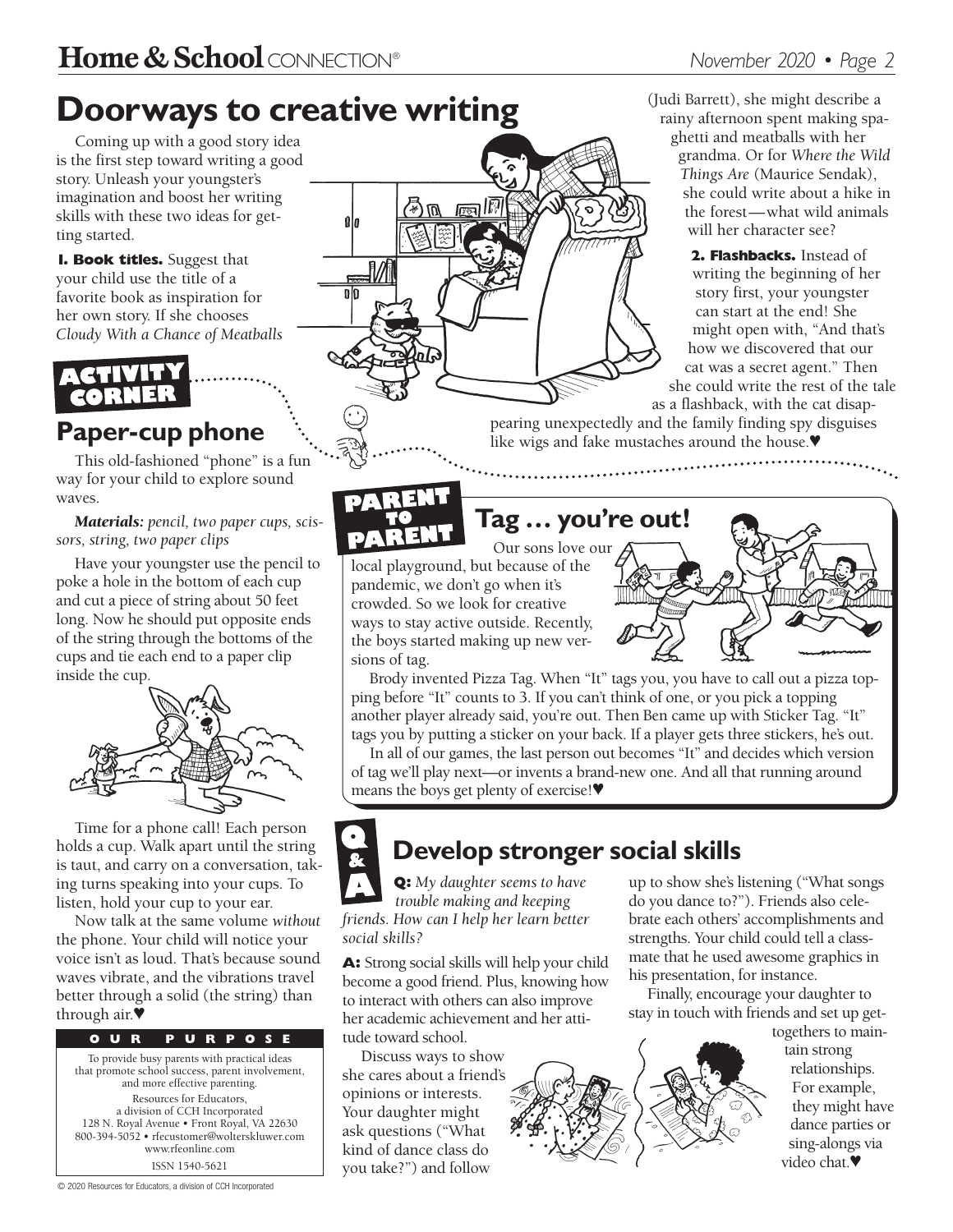# Doorways to creative writing

Coming up with a good story idea is the first step toward writing a good story. Unleash your youngster's imagination and boost her writing skills with these two ideas for getting started.

**1. Book titles.** Suggest that your child use the title of a favorite book as inspiration for her own story. If she chooses *Cloudy With a Chance of Meatballs* (Judi Barrett), she might describe a rainy afternoon spent making spaghetti and meatballs with her grandma. Or for *Where the Wild Things Are* (Maurice Sendak), she could write about a hike in the forest—what wild animals will her character see?

**2. Flashbacks.** Instead of writing the beginning of her story first, your youngster can start at the end! She might open with, "And that's how we discovered that our cat was a secret agent." Then she could write the rest of the tale as a flashback, with the cat disappearing unexpectedly and the family finding spy disguises like wigs and fake mustaches around the house.♥

## ACTIVITY CORNER

## Paper-cup phone

This old-fashioned "phone" is a fun way for your child to explore sound waves.

***Materials:*** *pencil, two paper cups, scissors, string, two paper clips*

Have your youngster use the pencil to poke a hole in the bottom of each cup and cut a piece of string about 50 feet long. Now he should put opposite ends of the string through the bottoms of the cups and tie each end to a paper clip inside the cup.

Time for a phone call! Each person holds a cup. Walk apart until the string is taut, and carry on a conversation, taking turns speaking into your cups. To listen, hold your cup to your ear.

Now talk at the same volume *without* the phone. Your child will notice your voice isn't as loud. That's because sound waves vibrate, and the vibrations travel better through a solid (the string) than through air.♥

## PARENT TO PARENT

## Tag … you're out!

Our sons love our local playground, but because of the pandemic, we don't go when it's crowded. So we look for creative ways to stay active outside. Recently, the boys started making up new versions of tag.

Brody invented Pizza Tag. When "It" tags you, you have to call out a pizza topping before "It" counts to 3. If you can't think of one, or you pick a topping another player already said, you're out. Then Ben came up with Sticker Tag. "It" tags you by putting a sticker on your back. If a player gets three stickers, he's out.

In all of our games, the last person out becomes "It" and decides which version of tag we'll play next—or invents a brand-new one. And all that running around means the boys get plenty of exercise!♥

## Q & A

## Develop stronger social skills

**Q:** *My daughter seems to have trouble making and keeping friends. How can I help her learn better social skills?*

**A:** Strong social skills will help your child become a good friend. Plus, knowing how to interact with others can also improve her academic achievement and her attitude toward school.

Discuss ways to show she cares about a friend's opinions or interests. Your daughter might ask questions ("What kind of dance class do you take?") and follow up to show she's listening ("What songs do you dance to?"). Friends also celebrate each others' accomplishments and strengths. Your child could tell a classmate that he used awesome graphics in his presentation, for instance.

Finally, encourage your daughter to stay in touch with friends and set up get-togethers to maintain strong relationships. For example, they might have dance parties or sing-alongs via video chat.♥

**OUR PURPOSE**

To provide busy parents with practical ideas that promote school success, parent involvement, and more effective parenting.

Resources for Educators,
a division of CCH Incorporated
128 N. Royal Avenue • Front Royal, VA 22630
800-394-5052 • rfecustomer@wolterskluwer.com
www.rfeonline.com

ISSN 1540-5621

© 2020 Resources for Educators, a division of CCH Incorporated